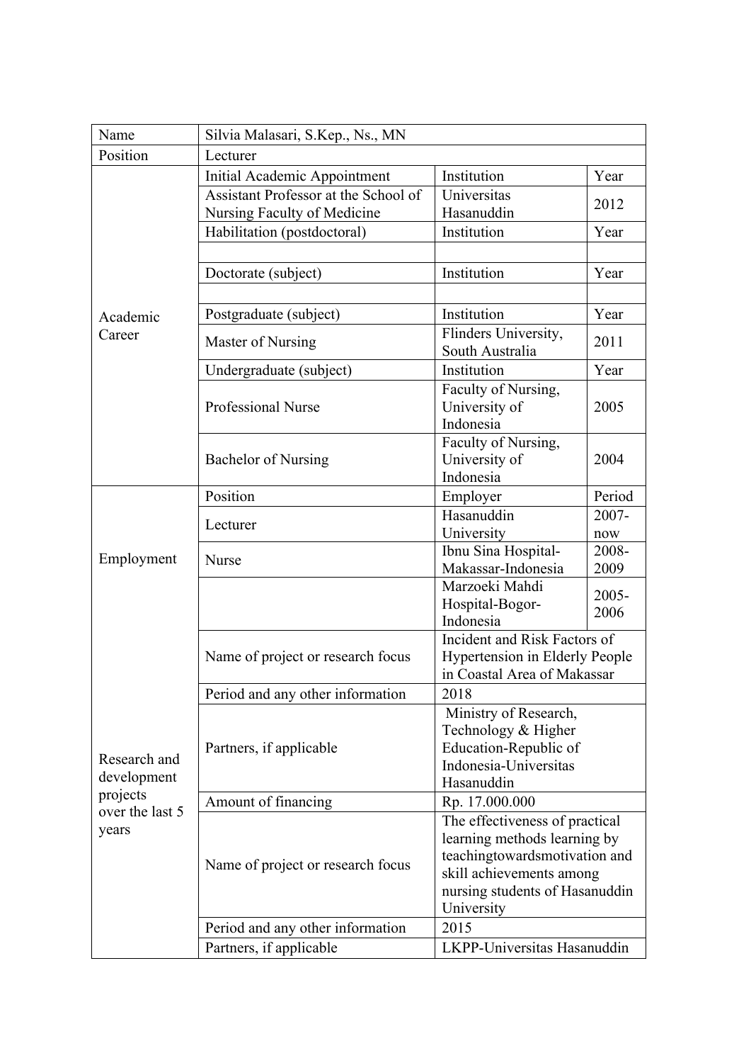| Name | Silvia Malasari, S.Kep., Ns., MN | | |
|---|---|---|---|
| Position | Lecturer | | |
| Academic Career | Initial Academic Appointment | Institution | Year |
| | Assistant Professor at the School of Nursing Faculty of Medicine | Universitas Hasanuddin | 2012 |
| | Habilitation (postdoctoral) | Institution | Year |
| | | | |
| | Doctorate (subject) | Institution | Year |
| | | | |
| | Postgraduate (subject) | Institution | Year |
| | Master of Nursing | Flinders University, South Australia | 2011 |
| | Undergraduate (subject) | Institution | Year |
| | Professional Nurse | Faculty of Nursing, University of Indonesia | 2005 |
| | Bachelor of Nursing | Faculty of Nursing, University of Indonesia | 2004 |
| Employment | Position | Employer | Period |
| | Lecturer | Hasanuddin University | 2007-now |
| | Nurse | Ibnu Sina Hospital-Makassar-Indonesia | 2008-2009 |
| | | Marzoeki Mahdi Hospital-Bogor-Indonesia | 2005-2006 |
| Research and development projects over the last 5 years | Name of project or research focus | Incident and Risk Factors of Hypertension in Elderly People in Coastal Area of Makassar | |
| | Period and any other information | 2018 | |
| | Partners, if applicable | Ministry of Research, Technology & Higher Education-Republic of Indonesia-Universitas Hasanuddin | |
| | Amount of financing | Rp. 17.000.000 | |
| | Name of project or research focus | The effectiveness of practical learning methods learning by teachingtowardsmotivation and skill achievements among nursing students of Hasanuddin University | |
| | Period and any other information | 2015 | |
| | Partners, if applicable | LKPP-Universitas Hasanuddin | |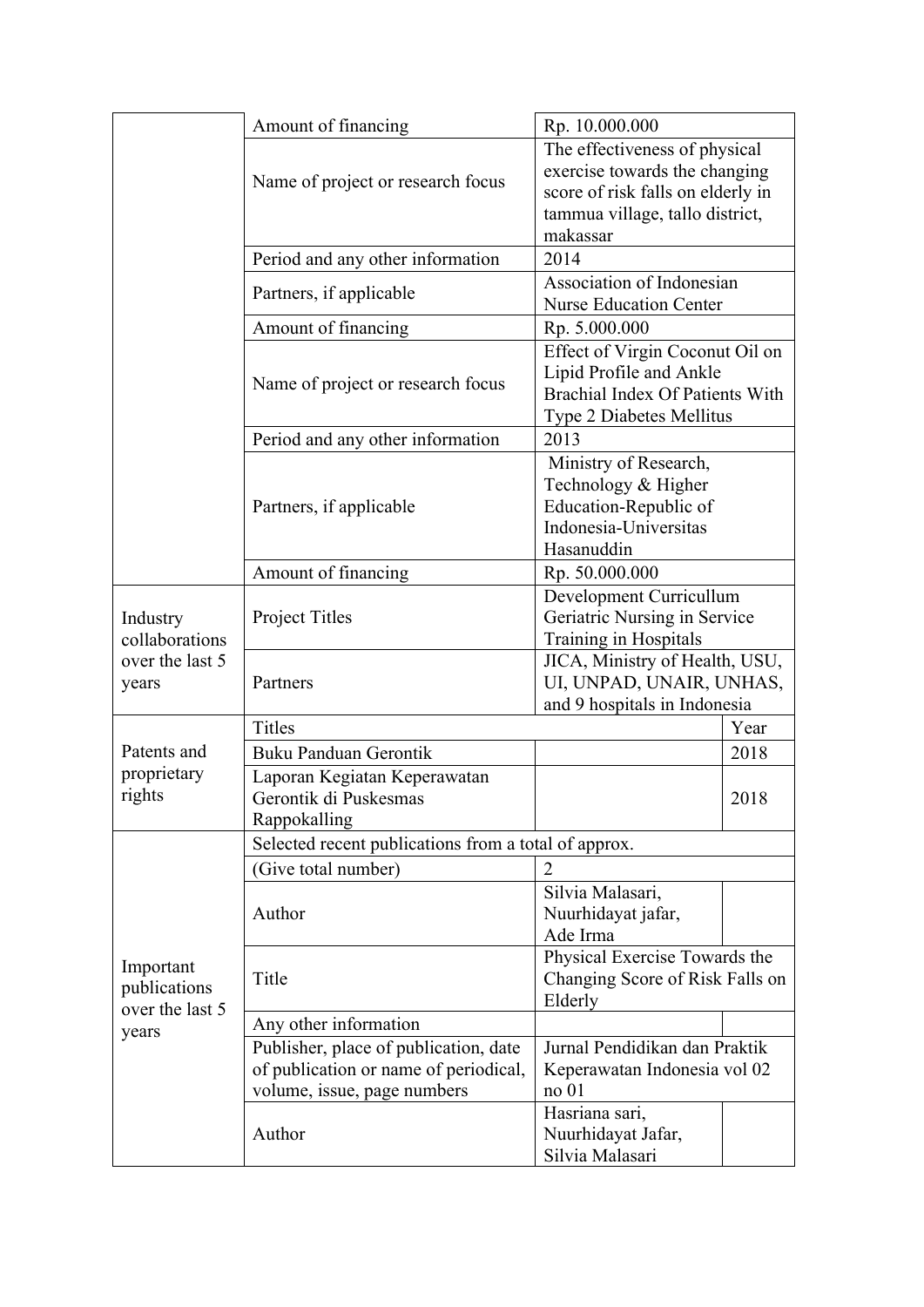| | | | |
|---|---|---|---|
| | Amount of financing | Rp. 10.000.000 | |
| | Name of project or research focus | The effectiveness of physical exercise towards the changing score of risk falls on elderly in tammua village, tallo district, makassar | |
| | Period and any other information | 2014 | |
| | Partners, if applicable | Association of Indonesian Nurse Education Center | |
| | Amount of financing | Rp. 5.000.000 | |
| | Name of project or research focus | Effect of Virgin Coconut Oil on Lipid Profile and Ankle Brachial Index Of Patients With Type 2 Diabetes Mellitus | |
| | Period and any other information | 2013 | |
| | Partners, if applicable | Ministry of Research, Technology & Higher Education-Republic of Indonesia-Universitas Hasanuddin | |
| | Amount of financing | Rp. 50.000.000 | |
| Industry collaborations over the last 5 years | Project Titles | Development Curricullum Geriatric Nursing in Service Training in Hospitals | |
| | Partners | JICA, Ministry of Health, USU, UI, UNPAD, UNAIR, UNHAS, and 9 hospitals in Indonesia | |
| Patents and proprietary rights | Titles | | Year |
| | Buku Panduan Gerontik | | 2018 |
| | Laporan Kegiatan Keperawatan Gerontik di Puskesmas Rappokalling | | 2018 |
| Important publications over the last 5 years | Selected recent publications from a total of approx. | | |
| | (Give total number) | 2 | |
| | Author | Silvia Malasari, Nuurhidayat jafar, Ade Irma | |
| | Title | Physical Exercise Towards the Changing Score of Risk Falls on Elderly | |
| | Any other information | | |
| | Publisher, place of publication, date of publication or name of periodical, volume, issue, page numbers | Jurnal Pendidikan dan Praktik Keperawatan Indonesia vol 02 no 01 | |
| | Author | Hasriana sari, Nuurhidayat Jafar, Silvia Malasari | |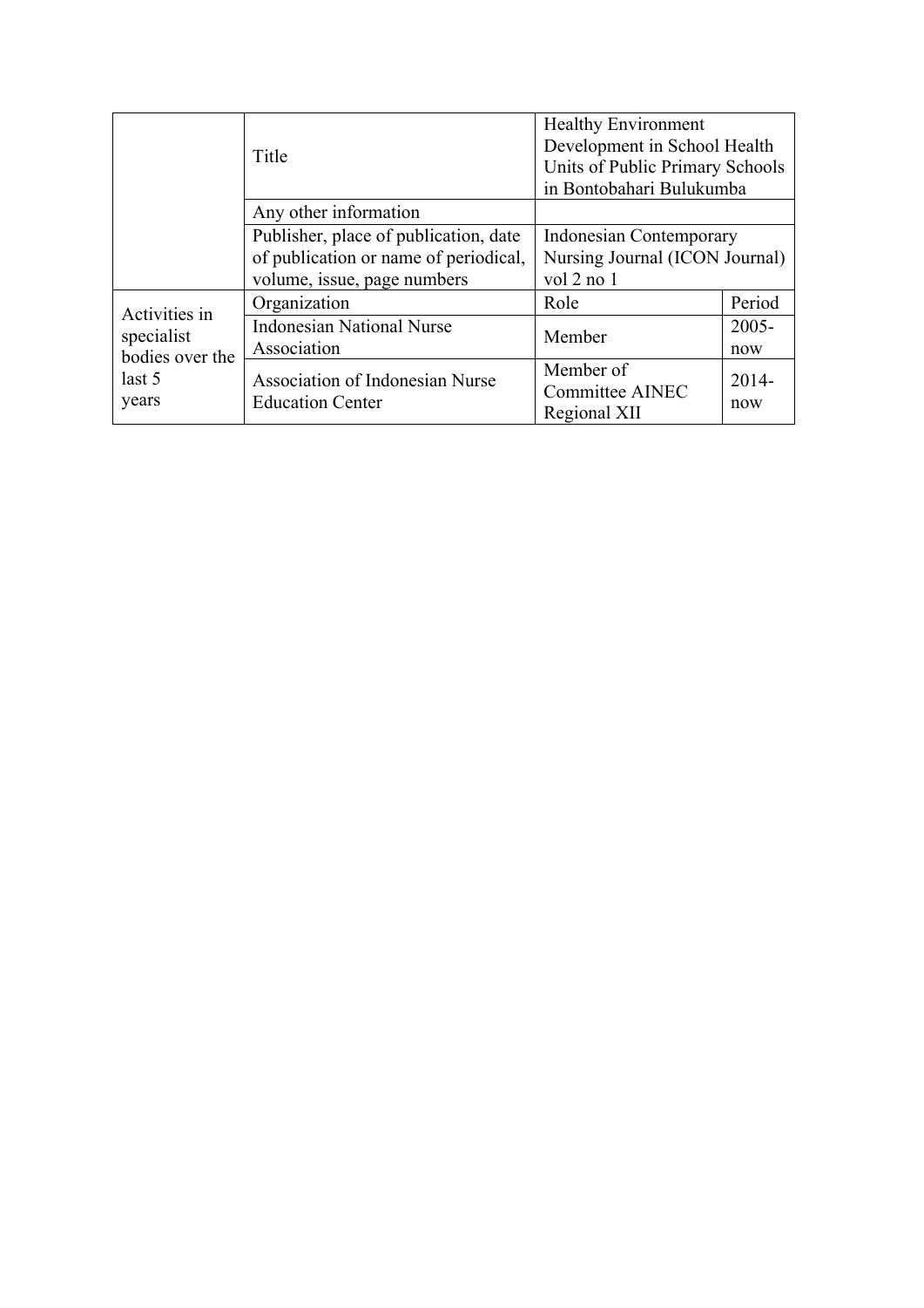| | | | |
|---|---|---|---|
| | Title | Healthy Environment Development in School Health Units of Public Primary Schools in Bontobahari Bulukumba | |
| | Any other information | | |
| | Publisher, place of publication, date of publication or name of periodical, volume, issue, page numbers | Indonesian Contemporary Nursing Journal (ICON Journal) vol 2 no 1 | |
| Activities in specialist bodies over the last 5 years | Organization | Role | Period |
| | Indonesian National Nurse Association | Member | 2005-now |
| | Association of Indonesian Nurse Education Center | Member of Committee AINEC Regional XII | 2014-now |